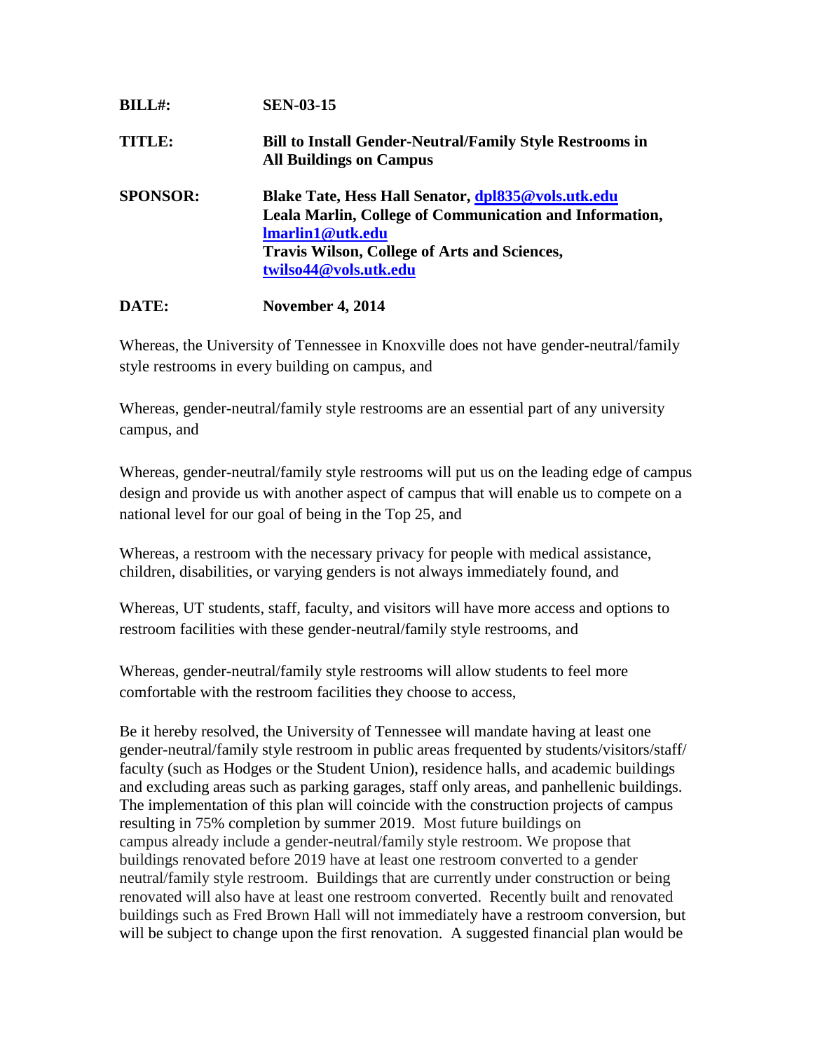**BILL#:** **SEN-03-15**

**TITLE:** **Bill to Install Gender-Neutral/Family Style Restrooms in All Buildings on Campus**

**SPONSOR:** **Blake Tate, Hess Hall Senator, [dpl835@vols.utk.edu](mailto:dpl835@vols.utk.edu)**
**Leala Marlin, College of Communication and Information, [lmarlin1@utk.edu](mailto:lmarlin1@utk.edu)**
**Travis Wilson, College of Arts and Sciences, [twilso44@vols.utk.edu](mailto:twilso44@vols.utk.edu)**

**DATE:** **November 4, 2014**

Whereas, the University of Tennessee in Knoxville does not have gender-neutral/family style restrooms in every building on campus, and

Whereas, gender-neutral/family style restrooms are an essential part of any university campus, and

Whereas, gender-neutral/family style restrooms will put us on the leading edge of campus design and provide us with another aspect of campus that will enable us to compete on a national level for our goal of being in the Top 25, and

Whereas, a restroom with the necessary privacy for people with medical assistance, children, disabilities, or varying genders is not always immediately found, and

Whereas, UT students, staff, faculty, and visitors will have more access and options to restroom facilities with these gender-neutral/family style restrooms, and

Whereas, gender-neutral/family style restrooms will allow students to feel more comfortable with the restroom facilities they choose to access,

Be it hereby resolved, the University of Tennessee will mandate having at least one gender-neutral/family style restroom in public areas frequented by students/visitors/staff/faculty (such as Hodges or the Student Union), residence halls, and academic buildings and excluding areas such as parking garages, staff only areas, and panhellenic buildings. The implementation of this plan will coincide with the construction projects of campus resulting in 75% completion by summer 2019. Most future buildings on campus already include a gender-neutral/family style restroom. We propose that buildings renovated before 2019 have at least one restroom converted to a gender neutral/family style restroom. Buildings that are currently under construction or being renovated will also have at least one restroom converted. Recently built and renovated buildings such as Fred Brown Hall will not immediately have a restroom conversion, but will be subject to change upon the first renovation. A suggested financial plan would be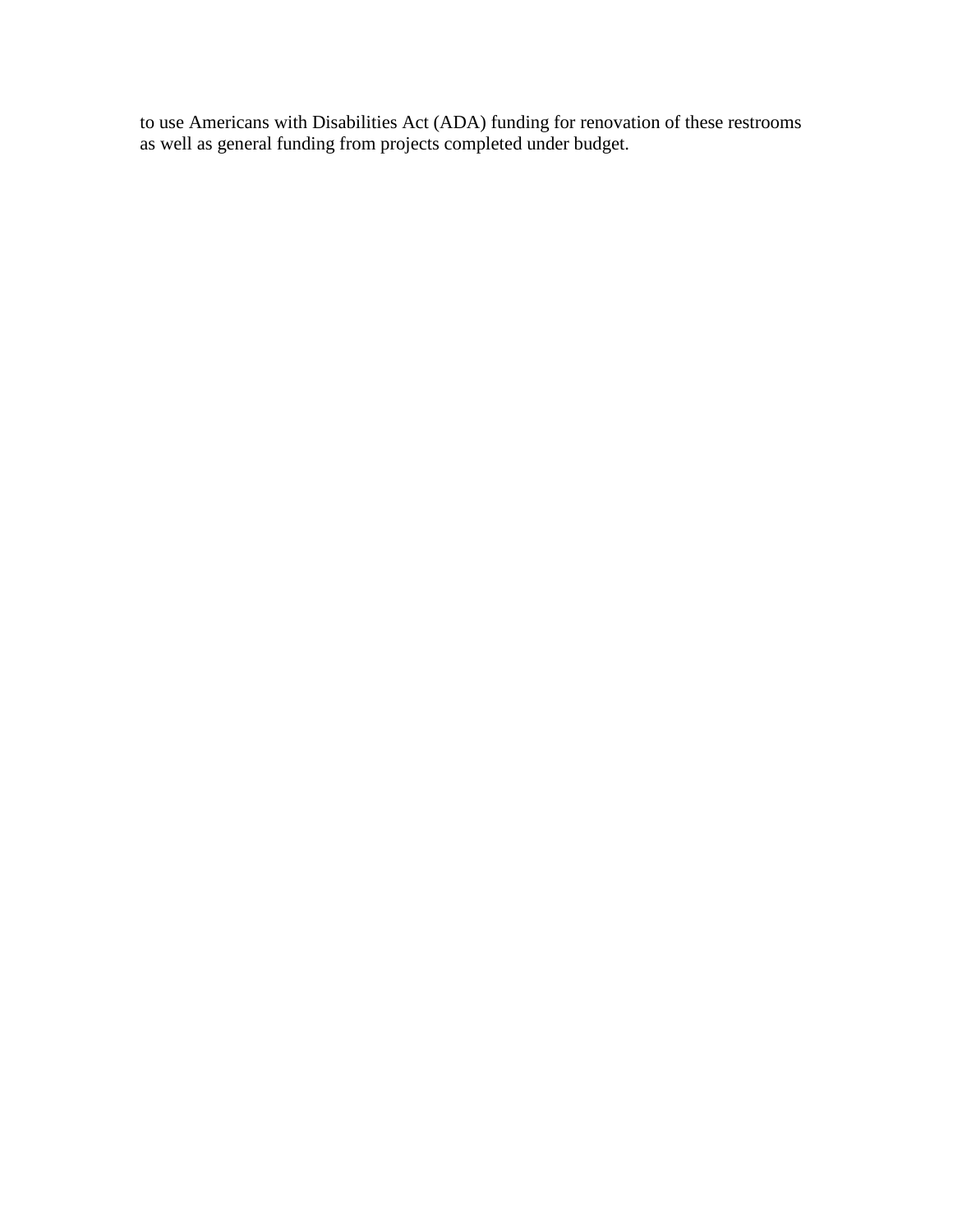to use Americans with Disabilities Act (ADA) funding for renovation of these restrooms as well as general funding from projects completed under budget.